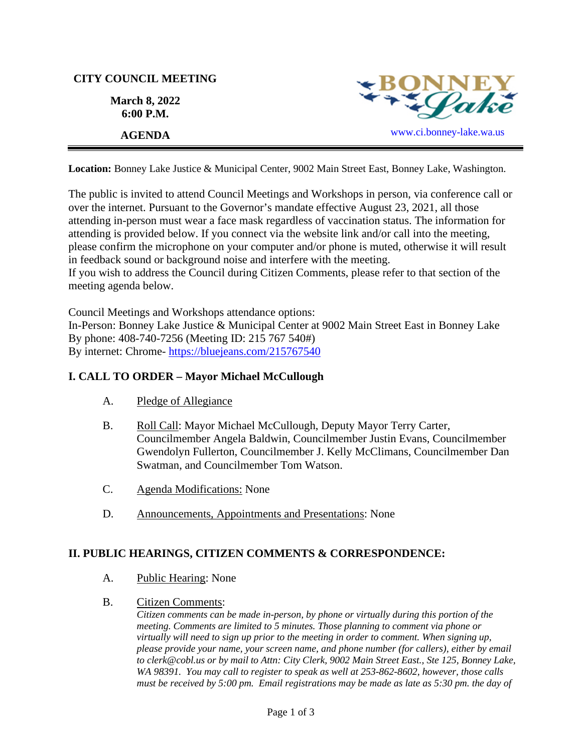**CITY COUNCIL MEETING**

**March 8, 2022**
**6:00 P.M.**

**AGENDA**

BONNEY Lake

www.ci.bonney-lake.wa.us

---

**Location:** Bonney Lake Justice & Municipal Center, 9002 Main Street East, Bonney Lake, Washington.

The public is invited to attend Council Meetings and Workshops in person, via conference call or over the internet. Pursuant to the Governor's mandate effective August 23, 2021, all those attending in-person must wear a face mask regardless of vaccination status. The information for attending is provided below. If you connect via the website link and/or call into the meeting, please confirm the microphone on your computer and/or phone is muted, otherwise it will result in feedback sound or background noise and interfere with the meeting.
If you wish to address the Council during Citizen Comments, please refer to that section of the meeting agenda below.

Council Meetings and Workshops attendance options:
In-Person: Bonney Lake Justice & Municipal Center at 9002 Main Street East in Bonney Lake
By phone: 408-740-7256 (Meeting ID: 215 767 540#)
By internet: Chrome- https://bluejeans.com/215767540

## I. CALL TO ORDER – Mayor Michael McCullough

A. Pledge of Allegiance

B. Roll Call: Mayor Michael McCullough, Deputy Mayor Terry Carter, Councilmember Angela Baldwin, Councilmember Justin Evans, Councilmember Gwendolyn Fullerton, Councilmember J. Kelly McClimans, Councilmember Dan Swatman, and Councilmember Tom Watson.

C. Agenda Modifications: None

D. Announcements, Appointments and Presentations: None

## II. PUBLIC HEARINGS, CITIZEN COMMENTS & CORRESPONDENCE:

A. Public Hearing: None

B. Citizen Comments:
*Citizen comments can be made in-person, by phone or virtually during this portion of the meeting. Comments are limited to 5 minutes. Those planning to comment via phone or virtually will need to sign up prior to the meeting in order to comment. When signing up, please provide your name, your screen name, and phone number (for callers), either by email to clerk@cobl.us or by mail to Attn: City Clerk, 9002 Main Street East., Ste 125, Bonney Lake, WA 98391. You may call to register to speak as well at 253-862-8602, however, those calls must be received by 5:00 pm. Email registrations may be made as late as 5:30 pm. the day of*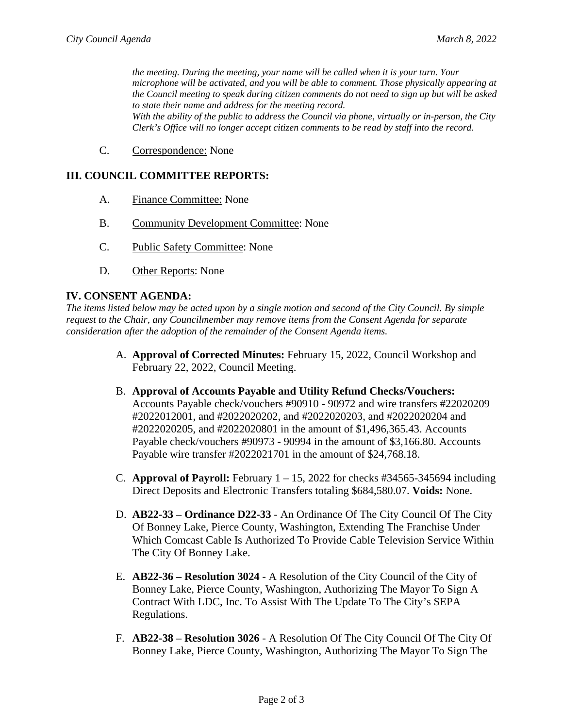*the meeting. During the meeting, your name will be called when it is your turn. Your microphone will be activated, and you will be able to comment. Those physically appearing at the Council meeting to speak during citizen comments do not need to sign up but will be asked to state their name and address for the meeting record.*
*With the ability of the public to address the Council via phone, virtually or in-person, the City Clerk's Office will no longer accept citizen comments to be read by staff into the record.*

C. Correspondence: None

## III. COUNCIL COMMITTEE REPORTS:

A. Finance Committee: None

B. Community Development Committee: None

C. Public Safety Committee: None

D. Other Reports: None

## IV. CONSENT AGENDA:

*The items listed below may be acted upon by a single motion and second of the City Council. By simple request to the Chair, any Councilmember may remove items from the Consent Agenda for separate consideration after the adoption of the remainder of the Consent Agenda items.*

A. **Approval of Corrected Minutes:** February 15, 2022, Council Workshop and February 22, 2022, Council Meeting.

B. **Approval of Accounts Payable and Utility Refund Checks/Vouchers:** Accounts Payable check/vouchers #90910 - 90972 and wire transfers #22020209 #2022012001, and #2022020202, and #2022020203, and #2022020204 and #2022020205, and #2022020801 in the amount of $1,496,365.43. Accounts Payable check/vouchers #90973 - 90994 in the amount of $3,166.80. Accounts Payable wire transfer #2022021701 in the amount of $24,768.18.

C. **Approval of Payroll:** February 1 – 15, 2022 for checks #34565-345694 including Direct Deposits and Electronic Transfers totaling $684,580.07. **Voids:** None.

D. **AB22-33 – Ordinance D22-33** - An Ordinance Of The City Council Of The City Of Bonney Lake, Pierce County, Washington, Extending The Franchise Under Which Comcast Cable Is Authorized To Provide Cable Television Service Within The City Of Bonney Lake.

E. **AB22-36 – Resolution 3024** - A Resolution of the City Council of the City of Bonney Lake, Pierce County, Washington, Authorizing The Mayor To Sign A Contract With LDC, Inc. To Assist With The Update To The City's SEPA Regulations.

F. **AB22-38 – Resolution 3026** - A Resolution Of The City Council Of The City Of Bonney Lake, Pierce County, Washington, Authorizing The Mayor To Sign The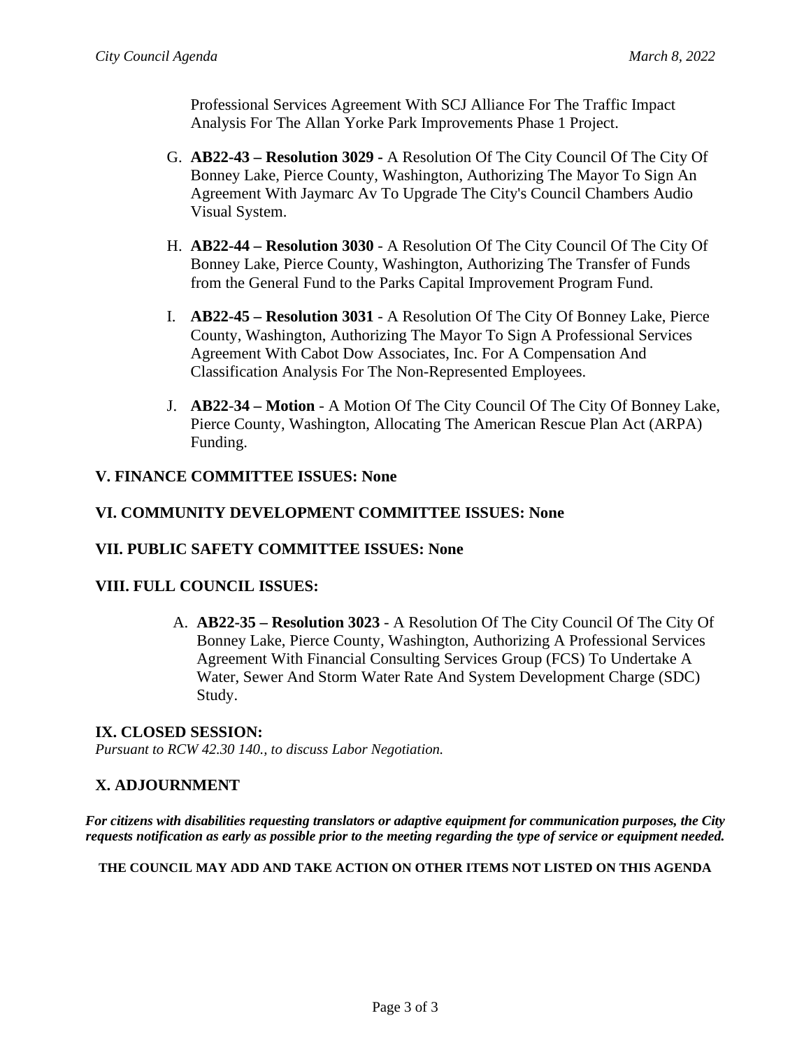Professional Services Agreement With SCJ Alliance For The Traffic Impact Analysis For The Allan Yorke Park Improvements Phase 1 Project.

G. **AB22-43 – Resolution 3029 -** A Resolution Of The City Council Of The City Of Bonney Lake, Pierce County, Washington, Authorizing The Mayor To Sign An Agreement With Jaymarc Av To Upgrade The City's Council Chambers Audio Visual System.

H. **AB22-44 – Resolution 3030** - A Resolution Of The City Council Of The City Of Bonney Lake, Pierce County, Washington, Authorizing The Transfer of Funds from the General Fund to the Parks Capital Improvement Program Fund.

I. **AB22-45 – Resolution 3031** - A Resolution Of The City Of Bonney Lake, Pierce County, Washington, Authorizing The Mayor To Sign A Professional Services Agreement With Cabot Dow Associates, Inc. For A Compensation And Classification Analysis For The Non-Represented Employees.

J. **AB22-34 – Motion** - A Motion Of The City Council Of The City Of Bonney Lake, Pierce County, Washington, Allocating The American Rescue Plan Act (ARPA) Funding.

## V. FINANCE COMMITTEE ISSUES: None

## VI. COMMUNITY DEVELOPMENT COMMITTEE ISSUES: None

## VII. PUBLIC SAFETY COMMITTEE ISSUES: None

## VIII. FULL COUNCIL ISSUES:

A. **AB22-35 – Resolution 3023** - A Resolution Of The City Council Of The City Of Bonney Lake, Pierce County, Washington, Authorizing A Professional Services Agreement With Financial Consulting Services Group (FCS) To Undertake A Water, Sewer And Storm Water Rate And System Development Charge (SDC) Study.

## IX. CLOSED SESSION:

*Pursuant to RCW 42.30 140., to discuss Labor Negotiation.*

## X. ADJOURNMENT

***For citizens with disabilities requesting translators or adaptive equipment for communication purposes, the City requests notification as early as possible prior to the meeting regarding the type of service or equipment needed.***

**THE COUNCIL MAY ADD AND TAKE ACTION ON OTHER ITEMS NOT LISTED ON THIS AGENDA**